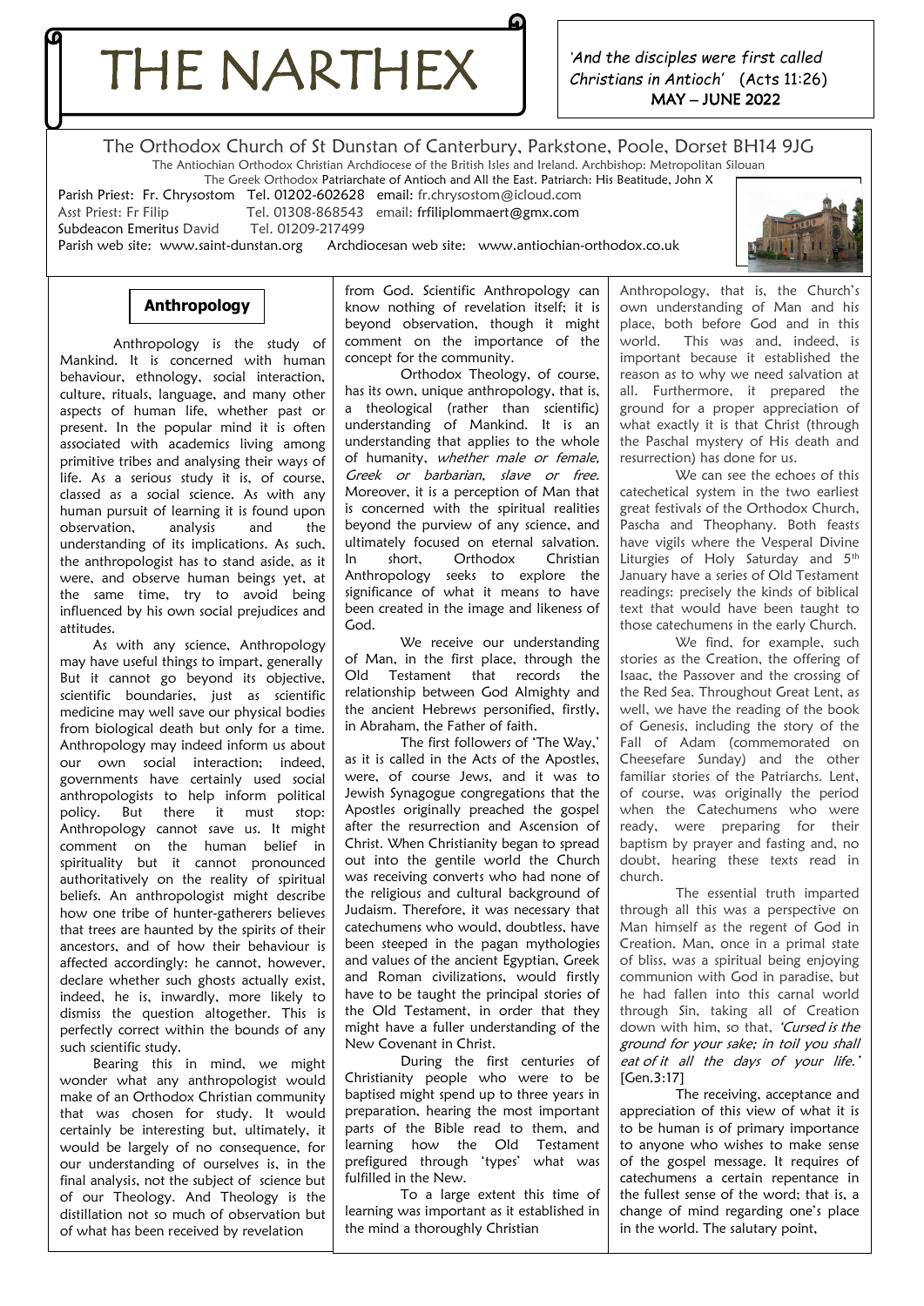# THE NARTHEX

*'And the disciples were first called Christians in Antioch'* (Acts 11:26)
**MAY – JUNE 2022**

The Orthodox Church of St Dunstan of Canterbury, Parkstone, Poole, Dorset BH14 9JG

The Antiochian Orthodox Christian Archdiocese of the British Isles and Ireland. Archbishop: Metropolitan Silouan

The Greek Orthodox Patriarchate of Antioch and All the East. Patriarch: His Beatitude, John X

Parish Priest: Fr. Chrysostom Tel. 01202-602628 email: fr.chrysostom@icloud.com
Asst Priest: Fr Filip Tel. 01308-868543 email: frfiliplommaert@gmx.com
Subdeacon Emeritus David Tel. 01209-217499
Parish web site: www.saint-dunstan.org Archdiocesan web site: www.antiochian-orthodox.co.uk

## Anthropology

Anthropology is the study of Mankind. It is concerned with human behaviour, ethnology, social interaction, culture, rituals, language, and many other aspects of human life, whether past or present. In the popular mind it is often associated with academics living among primitive tribes and analysing their ways of life. As a serious study it is, of course, classed as a social science. As with any human pursuit of learning it is found upon observation, analysis and the understanding of its implications. As such, the anthropologist has to stand aside, as it were, and observe human beings yet, at the same time, try to avoid being influenced by his own social prejudices and attitudes.

As with any science, Anthropology may have useful things to impart, generally But it cannot go beyond its objective, scientific boundaries, just as scientific medicine may well save our physical bodies from biological death but only for a time. Anthropology may indeed inform us about our own social interaction; indeed, governments have certainly used social anthropologists to help inform political policy. But there it must stop: Anthropology cannot save us. It might comment on the human belief in spirituality but it cannot pronounced authoritatively on the reality of spiritual beliefs. An anthropologist might describe how one tribe of hunter-gatherers believes that trees are haunted by the spirits of their ancestors, and of how their behaviour is affected accordingly: he cannot, however, declare whether such ghosts actually exist, indeed, he is, inwardly, more likely to dismiss the question altogether. This is perfectly correct within the bounds of any such scientific study.

Bearing this in mind, we might wonder what any anthropologist would make of an Orthodox Christian community that was chosen for study. It would certainly be interesting but, ultimately, it would be largely of no consequence, for our understanding of ourselves is, in the final analysis, not the subject of science but of our Theology. And Theology is the distillation not so much of observation but of what has been received by revelation from God. Scientific Anthropology can know nothing of revelation itself; it is beyond observation, though it might comment on the importance of the concept for the community.

Orthodox Theology, of course, has its own, unique anthropology, that is, a theological (rather than scientific) understanding of Mankind. It is an understanding that applies to the whole of humanity, *whether male or female, Greek or barbarian, slave or free.* Moreover, it is a perception of Man that is concerned with the spiritual realities beyond the purview of any science, and ultimately focused on eternal salvation. In short, Orthodox Christian Anthropology seeks to explore the significance of what it means to have been created in the image and likeness of God.

We receive our understanding of Man, in the first place, through the Old Testament that records the relationship between God Almighty and the ancient Hebrews personified, firstly, in Abraham, the Father of faith.

The first followers of 'The Way,' as it is called in the Acts of the Apostles, were, of course Jews, and it was to Jewish Synagogue congregations that the Apostles originally preached the gospel after the resurrection and Ascension of Christ. When Christianity began to spread out into the gentile world the Church was receiving converts who had none of the religious and cultural background of Judaism. Therefore, it was necessary that catechumens who would, doubtless, have been steeped in the pagan mythologies and values of the ancient Egyptian, Greek and Roman civilizations, would firstly have to be taught the principal stories of the Old Testament, in order that they might have a fuller understanding of the New Covenant in Christ.

During the first centuries of Christianity people who were to be baptised might spend up to three years in preparation, hearing the most important parts of the Bible read to them, and learning how the Old Testament prefigured through 'types' what was fulfilled in the New.

To a large extent this time of learning was important as it established in the mind a thoroughly Christian Anthropology, that is, the Church's own understanding of Man and his place, both before God and in this world. This was and, indeed, is important because it established the reason as to why we need salvation at all. Furthermore, it prepared the ground for a proper appreciation of what exactly it is that Christ (through the Paschal mystery of His death and resurrection) has done for us.

We can see the echoes of this catechetical system in the two earliest great festivals of the Orthodox Church, Pascha and Theophany. Both feasts have vigils where the Vesperal Divine Liturgies of Holy Saturday and 5th January have a series of Old Testament readings: precisely the kinds of biblical text that would have been taught to those catechumens in the early Church.

We find, for example, such stories as the Creation, the offering of Isaac, the Passover and the crossing of the Red Sea. Throughout Great Lent, as well, we have the reading of the book of Genesis, including the story of the Fall of Adam (commemorated on Cheesefare Sunday) and the other familiar stories of the Patriarchs. Lent, of course, was originally the period when the Catechumens who were ready, were preparing for their baptism by prayer and fasting and, no doubt, hearing these texts read in church.

The essential truth imparted through all this was a perspective on Man himself as the regent of God in Creation. Man, once in a primal state of bliss, was a spiritual being enjoying communion with God in paradise, but he had fallen into this carnal world through Sin, taking all of Creation down with him, so that, *'Cursed is the ground for your sake; in toil you shall eat of it all the days of your life.'* [Gen.3:17]

The receiving, acceptance and appreciation of this view of what it is to be human is of primary importance to anyone who wishes to make sense of the gospel message. It requires of catechumens a certain repentance in the fullest sense of the word; that is, a change of mind regarding one's place in the world. The salutary point,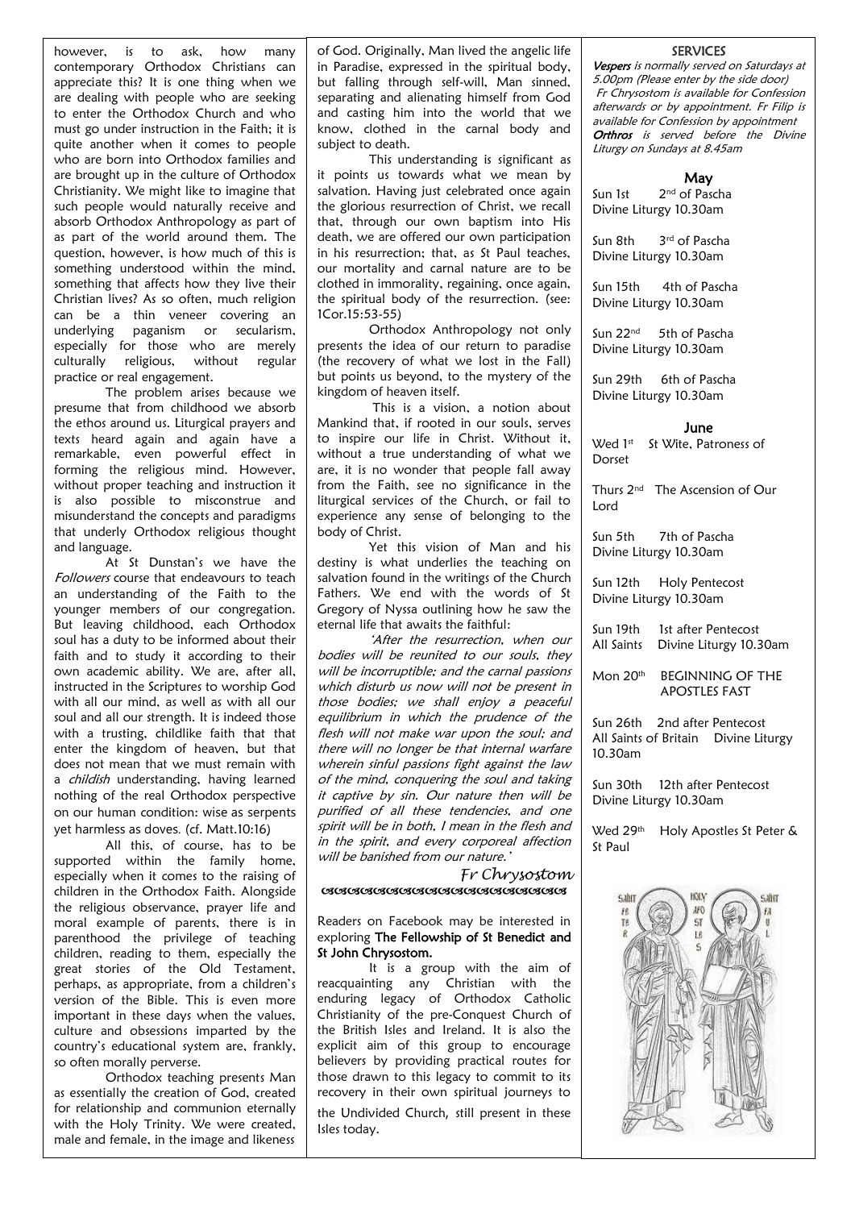however, is to ask, how many contemporary Orthodox Christians can appreciate this? It is one thing when we are dealing with people who are seeking to enter the Orthodox Church and who must go under instruction in the Faith; it is quite another when it comes to people who are born into Orthodox families and are brought up in the culture of Orthodox Christianity. We might like to imagine that such people would naturally receive and absorb Orthodox Anthropology as part of as part of the world around them. The question, however, is how much of this is something understood within the mind, something that affects how they live their Christian lives? As so often, much religion can be a thin veneer covering an underlying paganism or secularism, especially for those who are merely culturally religious, without regular practice or real engagement.

The problem arises because we presume that from childhood we absorb the ethos around us. Liturgical prayers and texts heard again and again have a remarkable, even powerful effect in forming the religious mind. However, without proper teaching and instruction it is also possible to misconstrue and misunderstand the concepts and paradigms that underly Orthodox religious thought and language.

At St Dunstan's we have the *Followers* course that endeavours to teach an understanding of the Faith to the younger members of our congregation. But leaving childhood, each Orthodox soul has a duty to be informed about their faith and to study it according to their own academic ability. We are, after all, instructed in the Scriptures to worship God with all our mind, as well as with all our soul and all our strength. It is indeed those with a trusting, childlike faith that that enter the kingdom of heaven, but that does not mean that we must remain with a *childish* understanding, having learned nothing of the real Orthodox perspective on our human condition: wise as serpents yet harmless as doves. (cf. Matt.10:16)

All this, of course, has to be supported within the family home, especially when it comes to the raising of children in the Orthodox Faith. Alongside the religious observance, prayer life and moral example of parents, there is in parenthood the privilege of teaching children, reading to them, especially the great stories of the Old Testament, perhaps, as appropriate, from a children's version of the Bible. This is even more important in these days when the values, culture and obsessions imparted by the country's educational system are, frankly, so often morally perverse.

Orthodox teaching presents Man as essentially the creation of God, created for relationship and communion eternally with the Holy Trinity. We were created, male and female, in the image and likeness of God. Originally, Man lived the angelic life in Paradise, expressed in the spiritual body, but falling through self-will, Man sinned, separating and alienating himself from God and casting him into the world that we know, clothed in the carnal body and subject to death.

This understanding is significant as it points us towards what we mean by salvation. Having just celebrated once again the glorious resurrection of Christ, we recall that, through our own baptism into His death, we are offered our own participation in his resurrection; that, as St Paul teaches, our mortality and carnal nature are to be clothed in immorality, regaining, once again, the spiritual body of the resurrection. (see: 1Cor.15:53-55)

Orthodox Anthropology not only presents the idea of our return to paradise (the recovery of what we lost in the Fall) but points us beyond, to the mystery of the kingdom of heaven itself.

This is a vision, a notion about Mankind that, if rooted in our souls, serves to inspire our life in Christ. Without it, without a true understanding of what we are, it is no wonder that people fall away from the Faith, see no significance in the liturgical services of the Church, or fail to experience any sense of belonging to the body of Christ.

Yet this vision of Man and his destiny is what underlies the teaching on salvation found in the writings of the Church Fathers. We end with the words of St Gregory of Nyssa outlining how he saw the eternal life that awaits the faithful:

*'After the resurrection, when our bodies will be reunited to our souls, they will be incorruptible; and the carnal passions which disturb us now will not be present in those bodies; we shall enjoy a peaceful equilibrium in which the prudence of the flesh will not make war upon the soul; and there will no longer be that internal warfare wherein sinful passions fight against the law of the mind, conquering the soul and taking it captive by sin. Our nature then will be purified of all these tendencies, and one spirit will be in both, I mean in the flesh and in the spirit, and every corporeal affection will be banished from our nature.'*

*Fr Chrysostom*

Readers on Facebook may be interested in exploring **The Fellowship of St Benedict and St John Chrysostom.**

It is a group with the aim of reacquainting any Christian with the enduring legacy of Orthodox Catholic Christianity of the pre-Conquest Church of the British Isles and Ireland. It is also the explicit aim of this group to encourage believers by providing practical routes for those drawn to this legacy to commit to its recovery in their own spiritual journeys to the Undivided Church, still present in these Isles today.

## SERVICES

***Vespers*** *is normally served on Saturdays at 5.00pm (Please enter by the side door)*
*Fr Chrysostom is available for Confession afterwards or by appointment. Fr Filip is available for Confession by appointment*
***Orthros*** *is served before the Divine Liturgy on Sundays at 8.45am*

### May

Sun 1st 2nd of Pascha
Divine Liturgy 10.30am

Sun 8th 3rd of Pascha
Divine Liturgy 10.30am

Sun 15th 4th of Pascha
Divine Liturgy 10.30am

Sun 22nd 5th of Pascha
Divine Liturgy 10.30am

Sun 29th 6th of Pascha
Divine Liturgy 10.30am

### June

Wed 1st St Wite, Patroness of Dorset

Thurs 2nd The Ascension of Our Lord

Sun 5th 7th of Pascha
Divine Liturgy 10.30am

Sun 12th Holy Pentecost
Divine Liturgy 10.30am

Sun 19th 1st after Pentecost
All Saints Divine Liturgy 10.30am

Mon 20th BEGINNING OF THE APOSTLES FAST

Sun 26th 2nd after Pentecost
All Saints of Britain Divine Liturgy 10.30am

Sun 30th 12th after Pentecost
Divine Liturgy 10.30am

Wed 29th Holy Apostles St Peter & St Paul